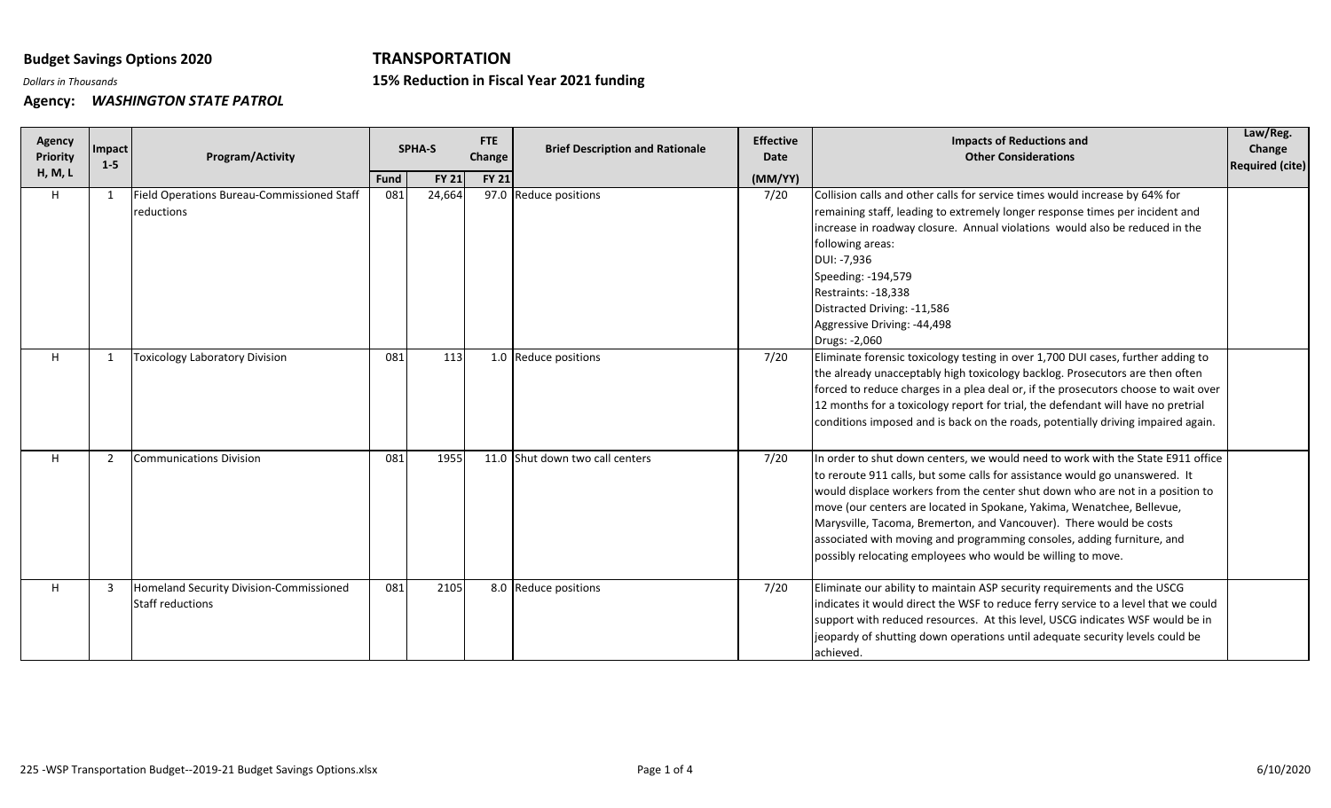**Budget Savings Options 2020**

*Dollars in Thousands*

**Agency: *WASHINGTON STATE PATROL***

**TRANSPORTATION**

**15% Reduction in Fiscal Year 2021 funding**

| Agency Priority H, M, L | Impact 1-5 | Program/Activity | SPHA-S | | FTE Change | Brief Description and Rationale | Effective Date | Impacts of Reductions and Other Considerations | Law/Reg. Change Required (cite) |
|---|---|---|---|---|---|---|---|---|---|
| | | | Fund | FY 21 | FY 21 | | (MM/YY) | | |
| H | 1 | Field Operations Bureau-Commissioned Staff reductions | 081 | 24,664 | 97.0 | Reduce positions | 7/20 | Collision calls and other calls for service times would increase by 64% for remaining staff, leading to extremely longer response times per incident and increase in roadway closure. Annual violations would also be reduced in the following areas:<br>DUI: -7,936<br>Speeding: -194,579<br>Restraints: -18,338<br>Distracted Driving: -11,586<br>Aggressive Driving: -44,498<br>Drugs: -2,060 | |
| H | 1 | Toxicology Laboratory Division | 081 | 113 | 1.0 | Reduce positions | 7/20 | Eliminate forensic toxicology testing in over 1,700 DUI cases, further adding to the already unacceptably high toxicology backlog. Prosecutors are then often forced to reduce charges in a plea deal or, if the prosecutors choose to wait over 12 months for a toxicology report for trial, the defendant will have no pretrial conditions imposed and is back on the roads, potentially driving impaired again. | |
| H | 2 | Communications Division | 081 | 1955 | 11.0 | Shut down two call centers | 7/20 | In order to shut down centers, we would need to work with the State E911 office to reroute 911 calls, but some calls for assistance would go unanswered. It would displace workers from the center shut down who are not in a position to move (our centers are located in Spokane, Yakima, Wenatchee, Bellevue, Marysville, Tacoma, Bremerton, and Vancouver). There would be costs associated with moving and programming consoles, adding furniture, and possibly relocating employees who would be willing to move. | |
| H | 3 | Homeland Security Division-Commissioned Staff reductions | 081 | 2105 | 8.0 | Reduce positions | 7/20 | Eliminate our ability to maintain ASP security requirements and the USCG indicates it would direct the WSF to reduce ferry service to a level that we could support with reduced resources. At this level, USCG indicates WSF would be in jeopardy of shutting down operations until adequate security levels could be achieved. | |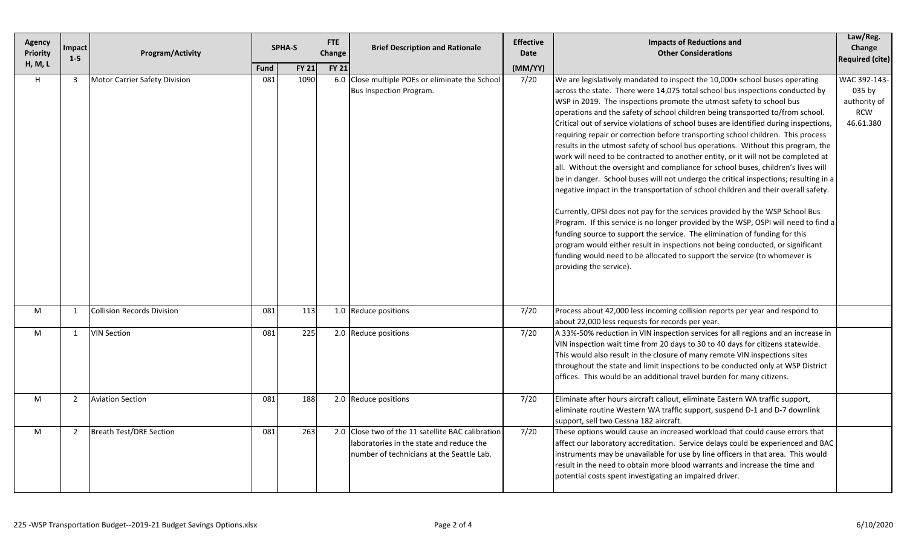| Agency Priority H, M, L | Impact 1-5 | Program/Activity | SPHA-S | | FTE Change | Brief Description and Rationale | Effective Date (MM/YY) | Impacts of Reductions and Other Considerations | Law/Reg. Change Required (cite) |
|---|---|---|---|---|---|---|---|---|---|
| | | | Fund | FY 21 | FY 21 | | | | |
| H | 3 | Motor Carrier Safety Division | 081 | 1090 | 6.0 | Close multiple POEs or eliminate the School Bus Inspection Program. | 7/20 | We are legislatively mandated to inspect the 10,000+ school buses operating across the state. There were 14,075 total school bus inspections conducted by WSP in 2019. The inspections promote the utmost safety to school bus operations and the safety of school children being transported to/from school. Critical out of service violations of school buses are identified during inspections, requiring repair or correction before transporting school children. This process results in the utmost safety of school bus operations. Without this program, the work will need to be contracted to another entity, or it will not be completed at all. Without the oversight and compliance for school buses, children's lives will be in danger. School buses will not undergo the critical inspections; resulting in a negative impact in the transportation of school children and their overall safety.<br><br>Currently, OPSI does not pay for the services provided by the WSP School Bus Program. If this service is no longer provided by the WSP, OSPI will need to find a funding source to support the service. The elimination of funding for this program would either result in inspections not being conducted, or significant funding would need to be allocated to support the service (to whomever is providing the service). | WAC 392-143-035 by authority of RCW 46.61.380 |
| M | 1 | Collision Records Division | 081 | 113 | 1.0 | Reduce positions | 7/20 | Process about 42,000 less incoming collision reports per year and respond to about 22,000 less requests for records per year. | |
| M | 1 | VIN Section | 081 | 225 | 2.0 | Reduce positions | 7/20 | A 33%-50% reduction in VIN inspection services for all regions and an increase in VIN inspection wait time from 20 days to 30 to 40 days for citizens statewide. This would also result in the closure of many remote VIN inspections sites throughout the state and limit inspections to be conducted only at WSP District offices. This would be an additional travel burden for many citizens. | |
| M | 2 | Aviation Section | 081 | 188 | 2.0 | Reduce positions | 7/20 | Eliminate after hours aircraft callout, eliminate Eastern WA traffic support, eliminate routine Western WA traffic support, suspend D-1 and D-7 downlink support, sell two Cessna 182 aircraft. | |
| M | 2 | Breath Test/DRE Section | 081 | 263 | 2.0 | Close two of the 11 satellite BAC calibration laboratories in the state and reduce the number of technicians at the Seattle Lab. | 7/20 | These options would cause an increased workload that could cause errors that affect our laboratory accreditation. Service delays could be experienced and BAC instruments may be unavailable for use by line officers in that area. This would result in the need to obtain more blood warrants and increase the time and potential costs spent investigating an impaired driver. | |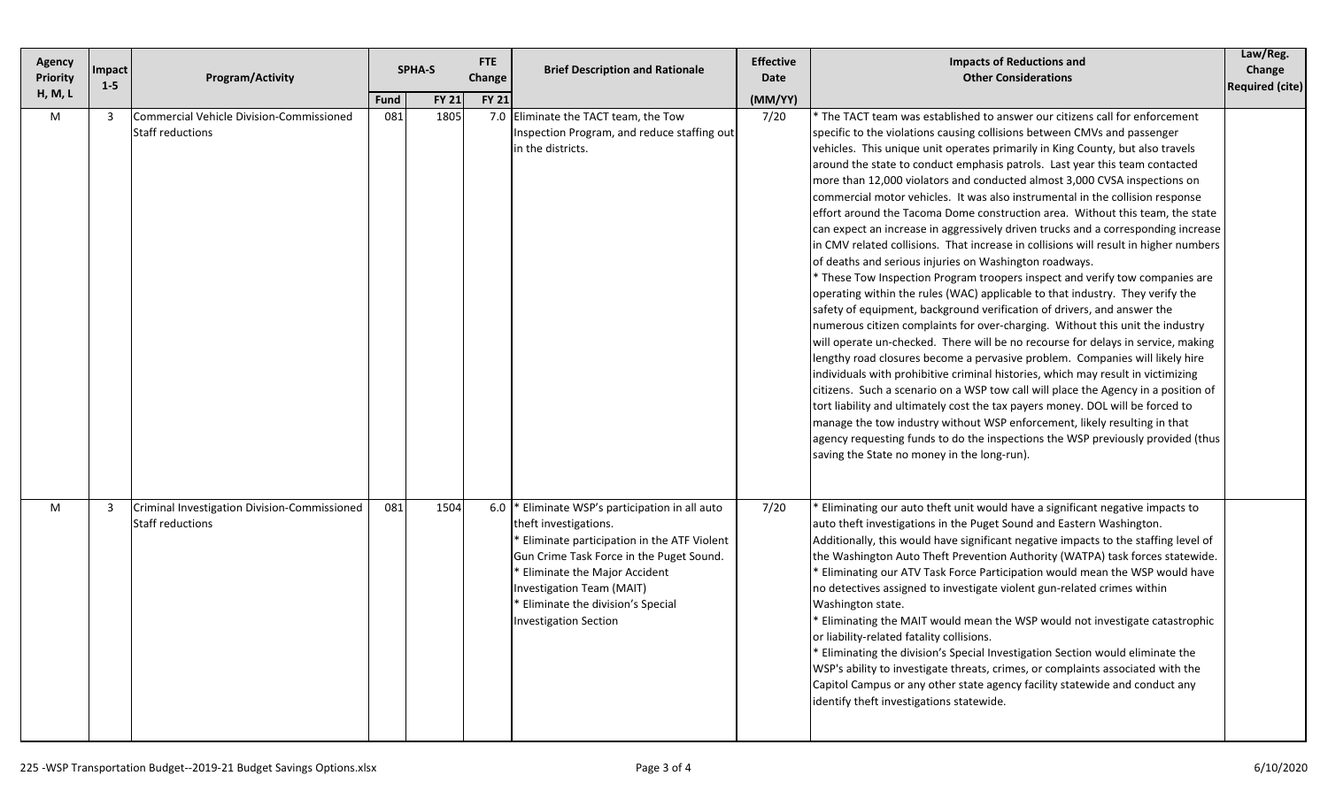| Agency Priority H, M, L | Impact 1-5 | Program/Activity | SPHA-S | | FTE Change | Brief Description and Rationale | Effective Date | Impacts of Reductions and Other Considerations | Law/Reg. Change Required (cite) |
|---|---|---|---|---|---|---|---|---|---|
| | | | Fund | FY 21 | FY 21 | | (MM/YY) | | |
| M | 3 | Commercial Vehicle Division-Commissioned Staff reductions | 081 | 1805 | 7.0 | Eliminate the TACT team, the Tow Inspection Program, and reduce staffing out in the districts. | 7/20 | * The TACT team was established to answer our citizens call for enforcement specific to the violations causing collisions between CMVs and passenger vehicles. This unique unit operates primarily in King County, but also travels around the state to conduct emphasis patrols. Last year this team contacted more than 12,000 violators and conducted almost 3,000 CVSA inspections on commercial motor vehicles. It was also instrumental in the collision response effort around the Tacoma Dome construction area. Without this team, the state can expect an increase in aggressively driven trucks and a corresponding increase in CMV related collisions. That increase in collisions will result in higher numbers of deaths and serious injuries on Washington roadways.<br>* These Tow Inspection Program troopers inspect and verify tow companies are operating within the rules (WAC) applicable to that industry. They verify the safety of equipment, background verification of drivers, and answer the numerous citizen complaints for over-charging. Without this unit the industry will operate un-checked. There will be no recourse for delays in service, making lengthy road closures become a pervasive problem. Companies will likely hire individuals with prohibitive criminal histories, which may result in victimizing citizens. Such a scenario on a WSP tow call will place the Agency in a position of tort liability and ultimately cost the tax payers money. DOL will be forced to manage the tow industry without WSP enforcement, likely resulting in that agency requesting funds to do the inspections the WSP previously provided (thus saving the State no money in the long-run). | |
| M | 3 | Criminal Investigation Division-Commissioned Staff reductions | 081 | 1504 | 6.0 | * Eliminate WSP's participation in all auto theft investigations.<br>* Eliminate participation in the ATF Violent Gun Crime Task Force in the Puget Sound.<br>* Eliminate the Major Accident Investigation Team (MAIT)<br>* Eliminate the division's Special Investigation Section | 7/20 | * Eliminating our auto theft unit would have a significant negative impacts to auto theft investigations in the Puget Sound and Eastern Washington. Additionally, this would have significant negative impacts to the staffing level of the Washington Auto Theft Prevention Authority (WATPA) task forces statewide.<br>* Eliminating our ATV Task Force Participation would mean the WSP would have no detectives assigned to investigate violent gun-related crimes within Washington state.<br>* Eliminating the MAIT would mean the WSP would not investigate catastrophic or liability-related fatality collisions.<br>* Eliminating the division's Special Investigation Section would eliminate the WSP's ability to investigate threats, crimes, or complaints associated with the Capitol Campus or any other state agency facility statewide and conduct any identify theft investigations statewide. | |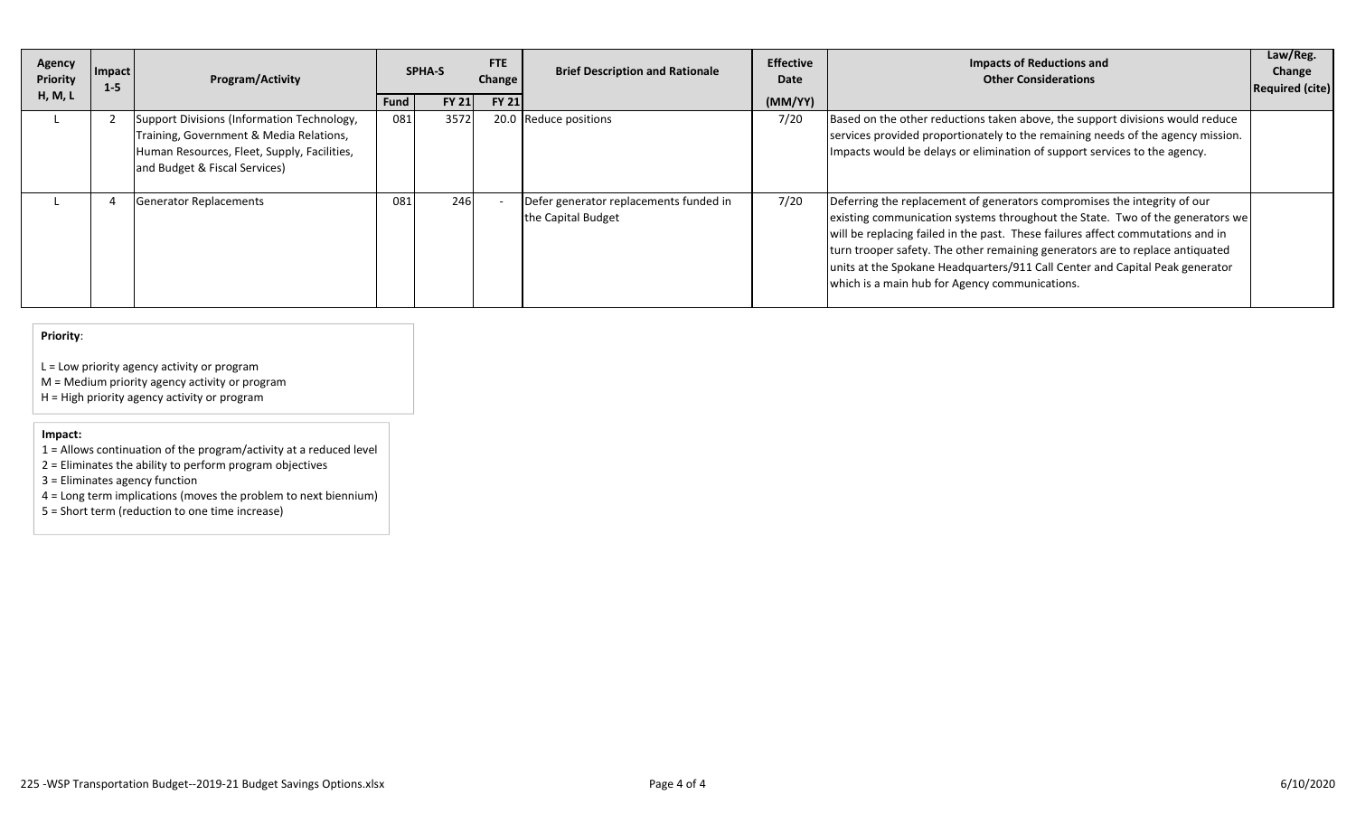| Agency Priority H, M, L | Impact 1-5 | Program/Activity | SPHA-S | | FTE Change | Brief Description and Rationale | Effective Date | Impacts of Reductions and Other Considerations | Law/Reg. Change Required (cite) |
|---|---|---|---|---|---|---|---|---|---|
| | | | Fund | FY 21 | FY 21 | | (MM/YY) | | |
| L | 2 | Support Divisions (Information Technology, Training, Government & Media Relations, Human Resources, Fleet, Supply, Facilities, and Budget & Fiscal Services) | 081 | 3572 | 20.0 | Reduce positions | 7/20 | Based on the other reductions taken above, the support divisions would reduce services provided proportionately to the remaining needs of the agency mission. Impacts would be delays or elimination of support services to the agency. | |
| L | 4 | Generator Replacements | 081 | 246 | - | Defer generator replacements funded in the Capital Budget | 7/20 | Deferring the replacement of generators compromises the integrity of our existing communication systems throughout the State. Two of the generators we will be replacing failed in the past. These failures affect commutations and in turn trooper safety. The other remaining generators are to replace antiquated units at the Spokane Headquarters/911 Call Center and Capital Peak generator which is a main hub for Agency communications. | |

**Priority**:

L = Low priority agency activity or program
M = Medium priority agency activity or program
H = High priority agency activity or program

**Impact:**

1 = Allows continuation of the program/activity at a reduced level
2 = Eliminates the ability to perform program objectives
3 = Eliminates agency function
4 = Long term implications (moves the problem to next biennium)
5 = Short term (reduction to one time increase)